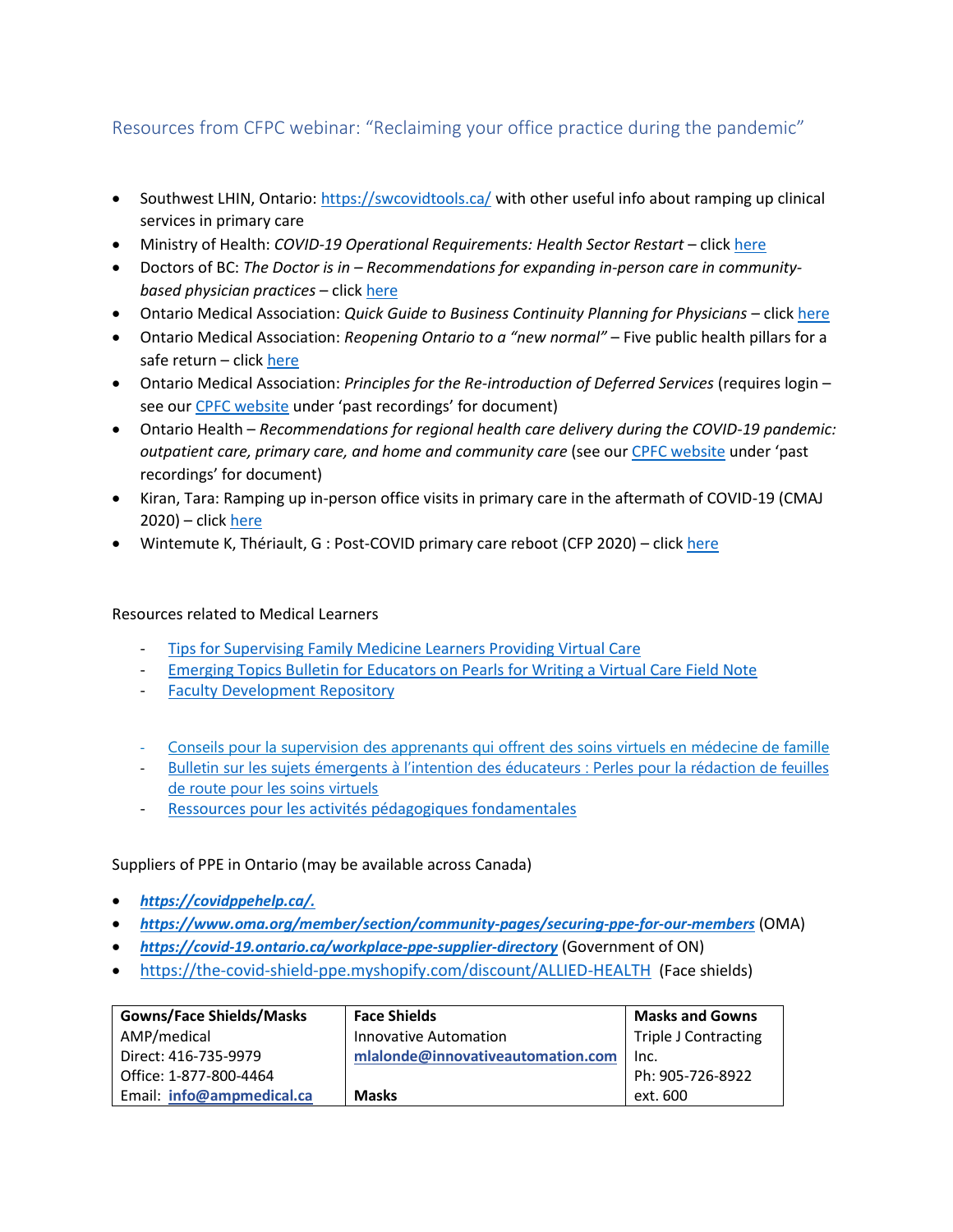## Resources from CFPC webinar: "Reclaiming your office practice during the pandemic"

- Southwest LHIN, Ontario: https://swcovidtools.ca/ with other useful info about ramping up clinical services in primary care
- Ministry of Health: *COVID-19 Operational Requirements: Health Sector Restart* – click here
- Doctors of BC: *The Doctor is in – Recommendations for expanding in-person care in community-based physician practices* – click here
- Ontario Medical Association: *Quick Guide to Business Continuity Planning for Physicians* – click here
- Ontario Medical Association: *Reopening Ontario to a "new normal"* – Five public health pillars for a safe return – click here
- Ontario Medical Association: *Principles for the Re-introduction of Deferred Services* (requires login – see our CPFC website under 'past recordings' for document)
- Ontario Health – *Recommendations for regional health care delivery during the COVID-19 pandemic: outpatient care, primary care, and home and community care* (see our CPFC website under 'past recordings' for document)
- Kiran, Tara: Ramping up in-person office visits in primary care in the aftermath of COVID-19 (CMAJ 2020) – click here
- Wintemute K, Thériault, G : Post-COVID primary care reboot (CFP 2020) – click here

Resources related to Medical Learners

- Tips for Supervising Family Medicine Learners Providing Virtual Care
- Emerging Topics Bulletin for Educators on Pearls for Writing a Virtual Care Field Note
- Faculty Development Repository

- Conseils pour la supervision des apprenants qui offrent des soins virtuels en médecine de famille
- Bulletin sur les sujets émergents à l'intention des éducateurs : Perles pour la rédaction de feuilles de route pour les soins virtuels
- Ressources pour les activités pédagogiques fondamentales

Suppliers of PPE in Ontario (may be available across Canada)

- ***https://covidppehelp.ca/.***
- ***https://www.oma.org/member/section/community-pages/securing-ppe-for-our-members*** (OMA)
- ***https://covid-19.ontario.ca/workplace-ppe-supplier-directory*** (Government of ON)
- https://the-covid-shield-ppe.myshopify.com/discount/ALLIED-HEALTH (Face shields)

| **Gowns/Face Shields/Masks** | **Face Shields** | **Masks and Gowns** |
|---|---|---|
| AMP/medical<br>Direct: 416-735-9979<br>Office: 1-877-800-4464<br>Email: **info@ampmedical.ca** | Innovative Automation<br>**mlalonde@innovativeautomation.com**<br><br>**Masks** | Triple J Contracting Inc.<br>Ph: 905-726-8922 ext. 600 |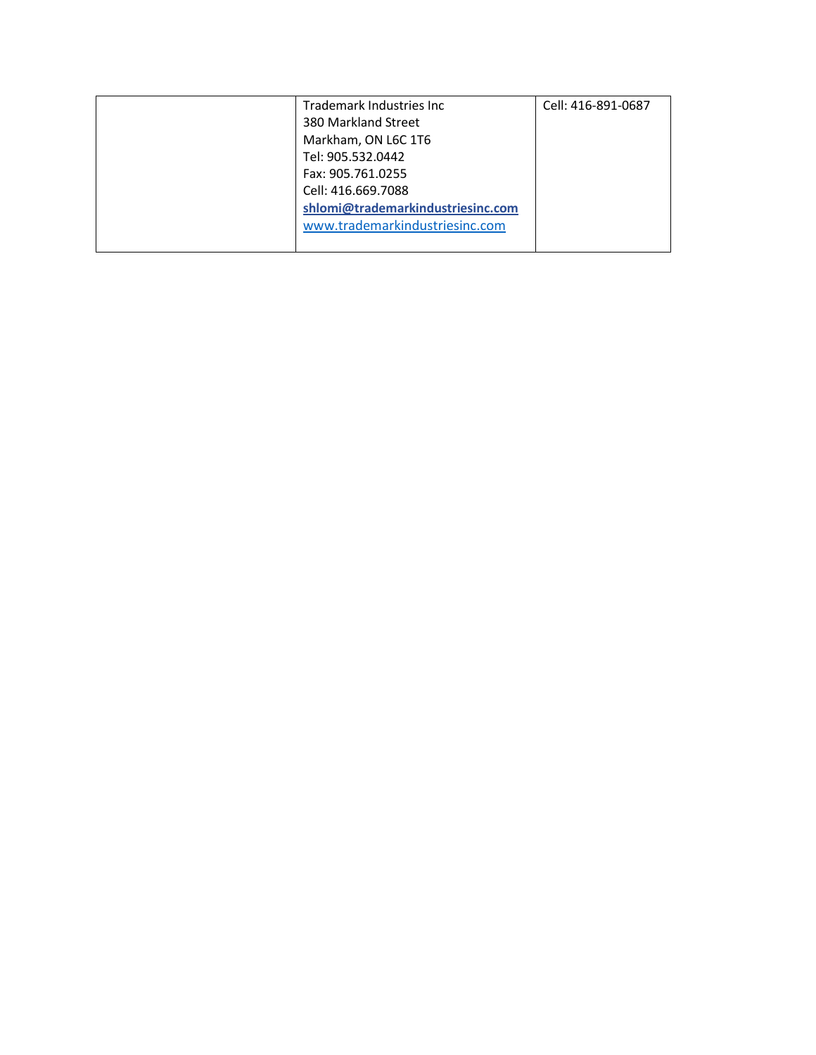| | | |
|---|---|---|
| | Trademark Industries Inc<br>380 Markland Street<br>Markham, ON L6C 1T6<br>Tel: 905.532.0442<br>Fax: 905.761.0255<br>Cell: 416.669.7088<br>**shlomi@trademarkindustriesinc.com**<br>www.trademarkindustriesinc.com | Cell: 416-891-0687 |